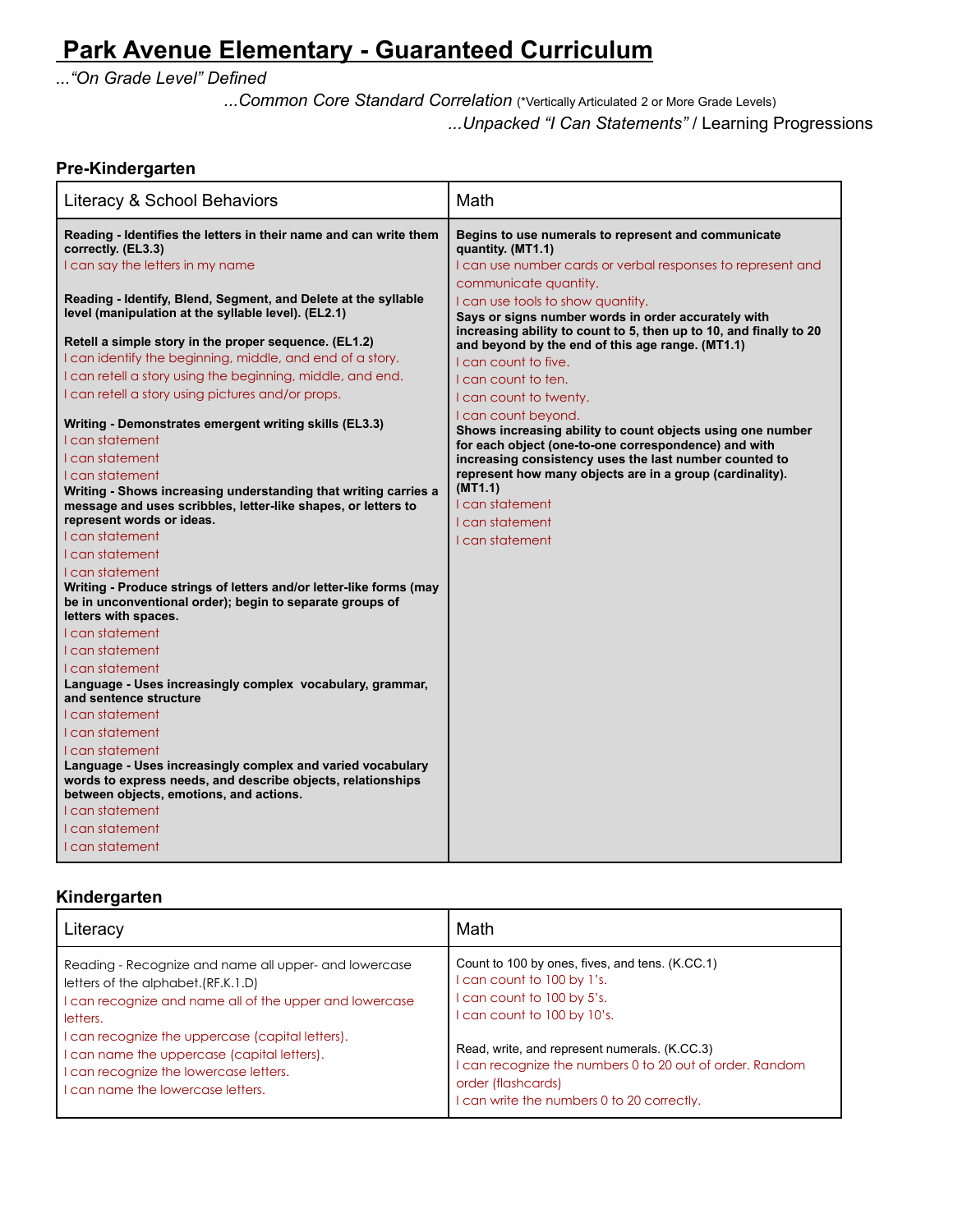# Park Avenue Elementary - Guaranteed Curriculum

*..."On Grade Level" Defined*

*...Common Core Standard Correlation* (*Vertically Articulated 2 or More Grade Levels)

*...Unpacked "I Can Statements"* / Learning Progressions

## Pre-Kindergarten

| Literacy & School Behaviors | Math |
|---|---|
| **Reading - Identifies the letters in their name and can write them correctly. (EL3.3)**<br>I can say the letters in my name<br><br>**Reading - Identify, Blend, Segment, and Delete at the syllable level (manipulation at the syllable level). (EL2.1)**<br><br>**Retell a simple story in the proper sequence. (EL1.2)**<br>I can identify the beginning, middle, and end of a story.<br>I can retell a story using the beginning, middle, and end.<br>I can retell a story using pictures and/or props.<br><br>**Writing - Demonstrates emergent writing skills (EL3.3)**<br>I can statement<br>I can statement<br>I can statement<br>**Writing - Shows increasing understanding that writing carries a message and uses scribbles, letter-like shapes, or letters to represent words or ideas.**<br>I can statement<br>I can statement<br>I can statement<br>**Writing - Produce strings of letters and/or letter-like forms (may be in unconventional order); begin to separate groups of letters with spaces.**<br>I can statement<br>I can statement<br>I can statement<br>**Language - Uses increasingly complex vocabulary, grammar, and sentence structure**<br>I can statement<br>I can statement<br>I can statement<br>**Language - Uses increasingly complex and varied vocabulary words to express needs, and describe objects, relationships between objects, emotions, and actions.**<br>I can statement<br>I can statement<br>I can statement | **Begins to use numerals to represent and communicate quantity. (MT1.1)**<br>I can use number cards or verbal responses to represent and communicate quantity.<br>I can use tools to show quantity.<br>**Says or signs number words in order accurately with increasing ability to count to 5, then up to 10, and finally to 20 and beyond by the end of this age range. (MT1.1)**<br>I can count to five.<br>I can count to ten.<br>I can count to twenty.<br>I can count beyond.<br>**Shows increasing ability to count objects using one number for each object (one-to-one correspondence) and with increasing consistency uses the last number counted to represent how many objects are in a group (cardinality). (MT1.1)**<br>I can statement<br>I can statement<br>I can statement |

## Kindergarten

| Literacy | Math |
|---|---|
| Reading - Recognize and name all upper- and lowercase letters of the alphabet.(RF.K.1.D)<br>I can recognize and name all of the upper and lowercase letters.<br>I can recognize the uppercase (capital letters).<br>I can name the uppercase (capital letters).<br>I can recognize the lowercase letters.<br>I can name the lowercase letters. | Count to 100 by ones, fives, and tens. (K.CC.1)<br>I can count to 100 by 1's.<br>I can count to 100 by 5's.<br>I can count to 100 by 10's.<br><br>Read, write, and represent numerals. (K.CC.3)<br>I can recognize the numbers 0 to 20 out of order. Random order (flashcards)<br>I can write the numbers 0 to 20 correctly. |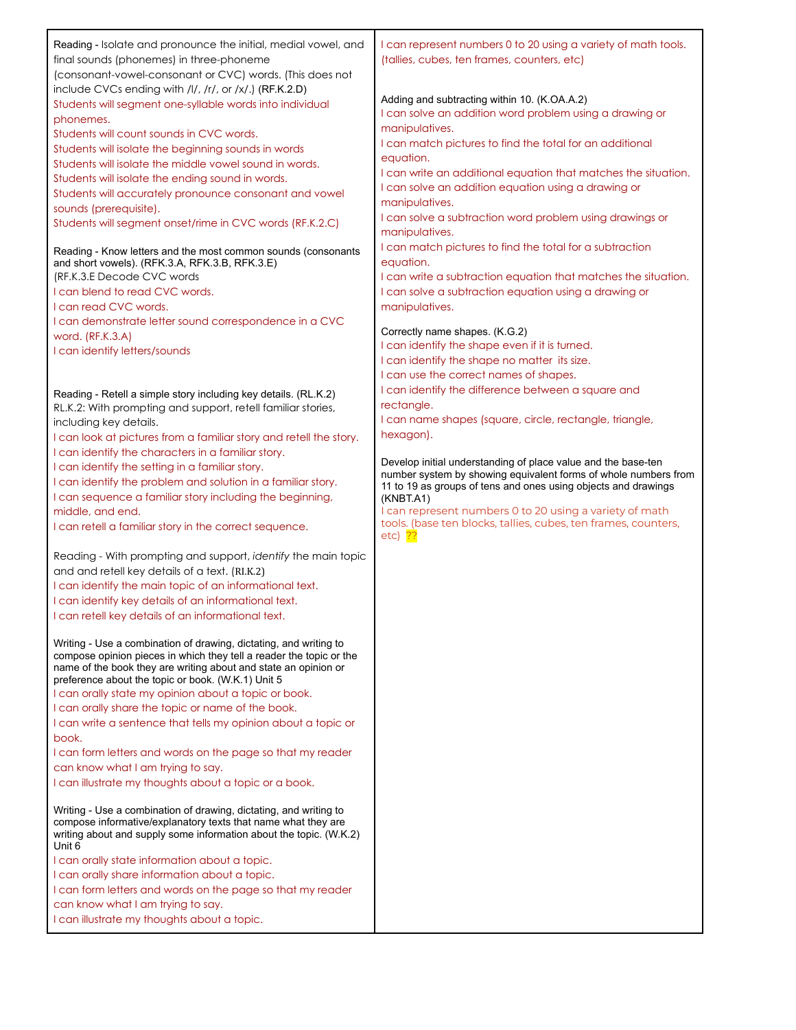| | |
|---|---|
| Reading - Isolate and pronounce the initial, medial vowel, and final sounds (phonemes) in three-phoneme (consonant-vowel-consonant or CVC) words. (This does not include CVCs ending with /l/, /r/, or /x/.) (RF.K.2.D)<br>Students will segment one-syllable words into individual phonemes.<br>Students will count sounds in CVC words.<br>Students will isolate the beginning sounds in words<br>Students will isolate the middle vowel sound in words.<br>Students will isolate the ending sound in words.<br>Students will accurately pronounce consonant and vowel sounds (prerequisite).<br>Students will segment onset/rime in CVC words (RF.K.2.C)<br><br>Reading - Know letters and the most common sounds (consonants and short vowels). (RFK.3.A, RFK.3.B, RFK.3.E)<br>(RF.K.3.E Decode CVC words<br>I can blend to read CVC words.<br>I can read CVC words.<br>I can demonstrate letter sound correspondence in a CVC word. (RF.K.3.A)<br>I can identify letters/sounds<br><br>Reading - Retell a simple story including key details. (RL.K.2)<br>RL.K.2: With prompting and support, retell familiar stories, including key details.<br>I can look at pictures from a familiar story and retell the story.<br>I can identify the characters in a familiar story.<br>I can identify the setting in a familiar story.<br>I can identify the problem and solution in a familiar story.<br>I can sequence a familiar story including the beginning, middle, and end.<br>I can retell a familiar story in the correct sequence.<br><br>Reading - With prompting and support, *identify* the main topic and and retell key details of a text. (RI.K.2)<br>I can identify the main topic of an informational text.<br>I can identify key details of an informational text.<br>I can retell key details of an informational text.<br><br>Writing - Use a combination of drawing, dictating, and writing to compose opinion pieces in which they tell a reader the topic or the name of the book they are writing about and state an opinion or preference about the topic or book. (W.K.1) Unit 5<br>I can orally state my opinion about a topic or book.<br>I can orally share the topic or name of the book.<br>I can write a sentence that tells my opinion about a topic or book.<br>I can form letters and words on the page so that my reader can know what I am trying to say.<br>I can illustrate my thoughts about a topic or a book.<br><br>Writing - Use a combination of drawing, dictating, and writing to compose informative/explanatory texts that name what they are writing about and supply some information about the topic. (W.K.2) Unit 6<br>I can orally state information about a topic.<br>I can orally share information about a topic.<br>I can form letters and words on the page so that my reader can know what I am trying to say.<br>I can illustrate my thoughts about a topic. | I can represent numbers 0 to 20 using a variety of math tools. (tallies, cubes, ten frames, counters, etc)<br><br>Adding and subtracting within 10. (K.OA.A.2)<br>I can solve an addition word problem using a drawing or manipulatives.<br>I can match pictures to find the total for an additional equation.<br>I can write an additional equation that matches the situation.<br>I can solve an addition equation using a drawing or manipulatives.<br>I can solve a subtraction word problem using drawings or manipulatives.<br>I can match pictures to find the total for a subtraction equation.<br>I can write a subtraction equation that matches the situation.<br>I can solve a subtraction equation using a drawing or manipulatives.<br><br>Correctly name shapes. (K.G.2)<br>I can identify the shape even if it is turned.<br>I can identify the shape no matter its size.<br>I can use the correct names of shapes.<br>I can identify the difference between a square and rectangle.<br>I can name shapes (square, circle, rectangle, triangle, hexagon).<br><br>Develop initial understanding of place value and the base-ten number system by showing equivalent forms of whole numbers from 11 to 19 as groups of tens and ones using objects and drawings (KNBT.A1)<br>I can represent numbers 0 to 20 using a variety of math tools. (base ten blocks, tallies, cubes, ten frames, counters, etc) ?? |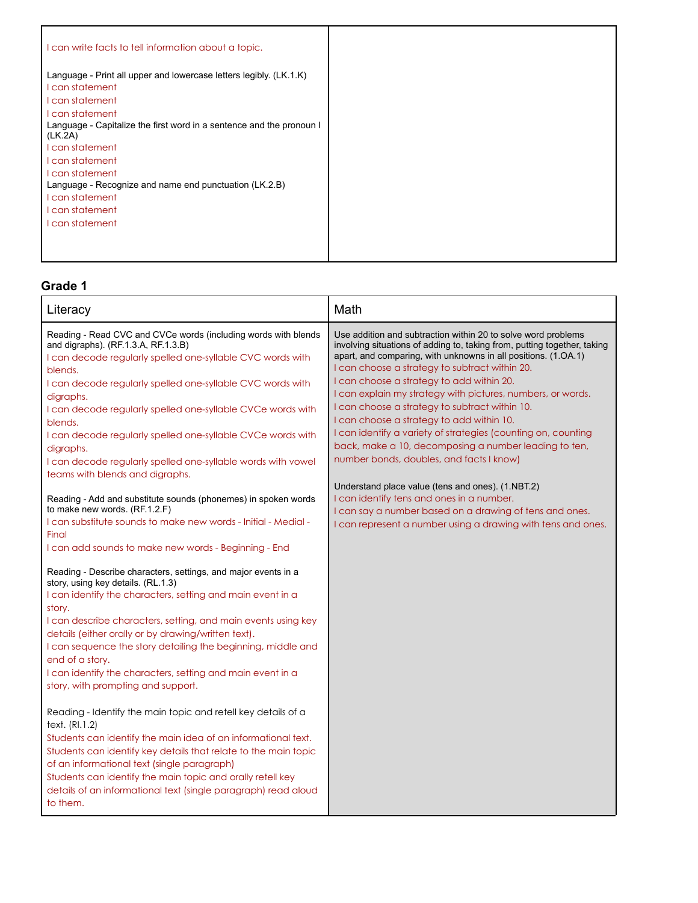| | |
|---|---|
| I can write facts to tell information about a topic.<br><br>Language - Print all upper and lowercase letters legibly. (LK.1.K)<br>I can statement<br>I can statement<br>I can statement<br>Language - Capitalize the first word in a sentence and the pronoun I (LK.2A)<br>I can statement<br>I can statement<br>I can statement<br>Language - Recognize and name end punctuation (LK.2.B)<br>I can statement<br>I can statement<br>I can statement | |

## Grade 1

| Literacy | Math |
|---|---|
| Reading - Read CVC and CVCe words (including words with blends and digraphs). (RF.1.3.A, RF.1.3.B)<br>I can decode regularly spelled one-syllable CVC words with blends.<br>I can decode regularly spelled one-syllable CVC words with digraphs.<br>I can decode regularly spelled one-syllable CVCe words with blends.<br>I can decode regularly spelled one-syllable CVCe words with digraphs.<br>I can decode regularly spelled one-syllable words with vowel teams with blends and digraphs.<br><br>Reading - Add and substitute sounds (phonemes) in spoken words to make new words. (RF.1.2.F)<br>I can substitute sounds to make new words - Initial - Medial - Final<br>I can add sounds to make new words - Beginning - End<br><br>Reading - Describe characters, settings, and major events in a story, using key details. (RL.1.3)<br>I can identify the characters, setting and main event in a story.<br>I can describe characters, setting, and main events using key details (either orally or by drawing/written text).<br>I can sequence the story detailing the beginning, middle and end of a story.<br>I can identify the characters, setting and main event in a story, with prompting and support.<br><br>Reading - Identify the main topic and retell key details of a text. (RI.1.2)<br>Students can identify the main idea of an informational text.<br>Students can identify key details that relate to the main topic of an informational text (single paragraph)<br>Students can identify the main topic and orally retell key details of an informational text (single paragraph) read aloud to them. | Use addition and subtraction within 20 to solve word problems involving situations of adding to, taking from, putting together, taking apart, and comparing, with unknowns in all positions. (1.OA.1)<br>I can choose a strategy to subtract within 20.<br>I can choose a strategy to add within 20.<br>I can explain my strategy with pictures, numbers, or words.<br>I can choose a strategy to subtract within 10.<br>I can choose a strategy to add within 10.<br>I can identify a variety of strategies (counting on, counting back, make a 10, decomposing a number leading to ten, number bonds, doubles, and facts I know)<br><br>Understand place value (tens and ones). (1.NBT.2)<br>I can identify tens and ones in a number.<br>I can say a number based on a drawing of tens and ones.<br>I can represent a number using a drawing with tens and ones. |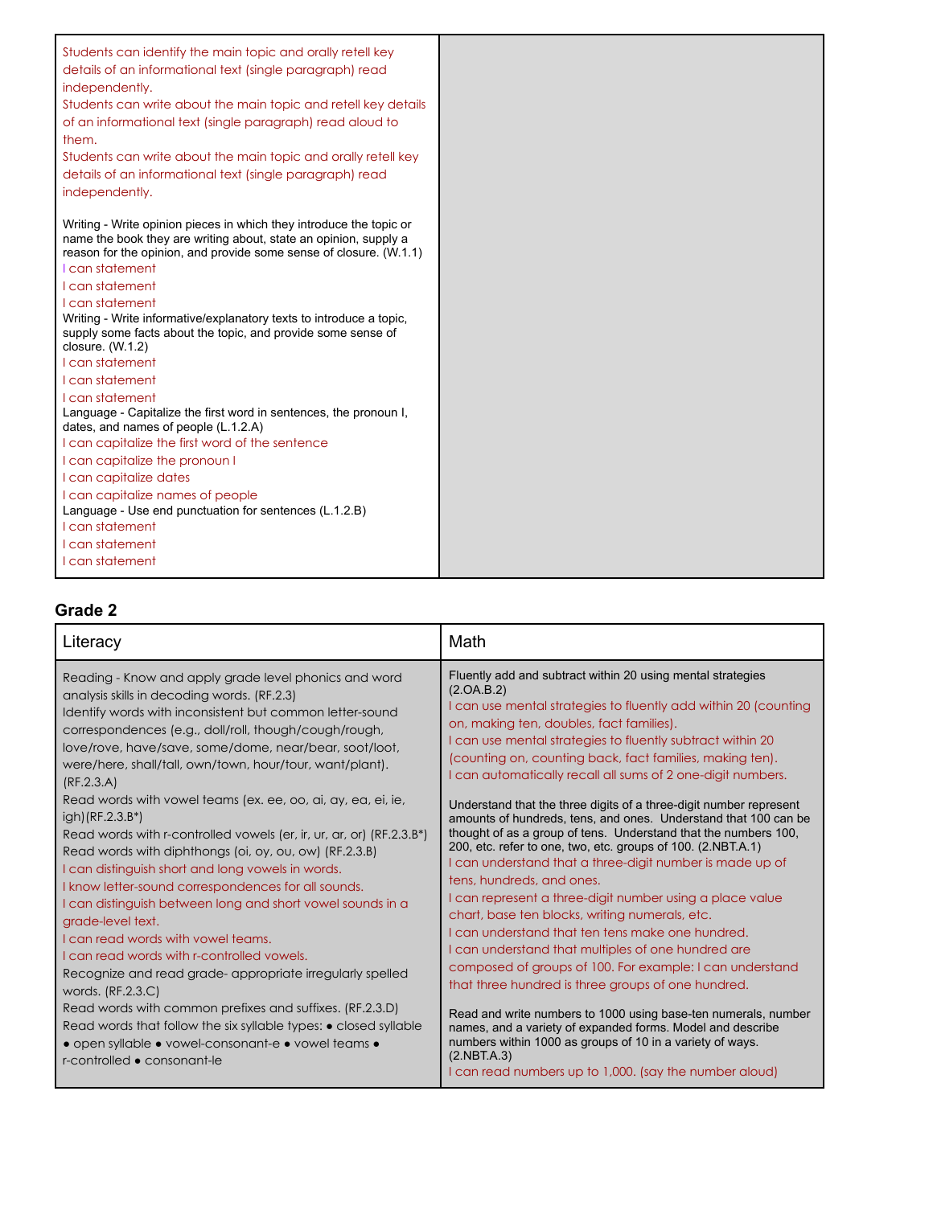| | |
|---|---|
| Students can identify the main topic and orally retell key details of an informational text (single paragraph) read independently.<br>Students can write about the main topic and retell key details of an informational text (single paragraph) read aloud to them.<br>Students can write about the main topic and orally retell key details of an informational text (single paragraph) read independently.<br><br>Writing - Write opinion pieces in which they introduce the topic or name the book they are writing about, state an opinion, supply a reason for the opinion, and provide some sense of closure. (W.1.1)<br>I can statement<br>I can statement<br>I can statement<br>Writing - Write informative/explanatory texts to introduce a topic, supply some facts about the topic, and provide some sense of closure. (W.1.2)<br>I can statement<br>I can statement<br>I can statement<br>Language - Capitalize the first word in sentences, the pronoun I, dates, and names of people (L.1.2.A)<br>I can capitalize the first word of the sentence<br>I can capitalize the pronoun I<br>I can capitalize dates<br>I can capitalize names of people<br>Language - Use end punctuation for sentences (L.1.2.B)<br>I can statement<br>I can statement<br>I can statement | |

## Grade 2

| Literacy | Math |
|---|---|
| Reading - Know and apply grade level phonics and word analysis skills in decoding words. (RF.2.3)<br>Identify words with inconsistent but common letter-sound correspondences (e.g., doll/roll, though/cough/rough, love/rove, have/save, some/dome, near/bear, soot/loot, were/here, shall/tall, own/town, hour/tour, want/plant). (RF.2.3.A)<br>Read words with vowel teams (ex. ee, oo, ai, ay, ea, ei, ie, igh)(RF.2.3.B*)<br>Read words with r-controlled vowels (er, ir, ur, ar, or) (RF.2.3.B*)<br>Read words with diphthongs (oi, oy, ou, ow) (RF.2.3.B)<br>I can distinguish short and long vowels in words.<br>I know letter-sound correspondences for all sounds.<br>I can distinguish between long and short vowel sounds in a grade-level text.<br>I can read words with vowel teams.<br>I can read words with r-controlled vowels.<br>Recognize and read grade- appropriate irregularly spelled words. (RF.2.3.C)<br>Read words with common prefixes and suffixes. (RF.2.3.D)<br>Read words that follow the six syllable types: • closed syllable • open syllable • vowel-consonant-e • vowel teams • r-controlled • consonant-le | Fluently add and subtract within 20 using mental strategies (2.OA.B.2)<br>I can use mental strategies to fluently add within 20 (counting on, making ten, doubles, fact families).<br>I can use mental strategies to fluently subtract within 20 (counting on, counting back, fact families, making ten).<br>I can automatically recall all sums of 2 one-digit numbers.<br><br>Understand that the three digits of a three-digit number represent amounts of hundreds, tens, and ones. Understand that 100 can be thought of as a group of tens. Understand that the numbers 100, 200, etc. refer to one, two, etc. groups of 100. (2.NBT.A.1)<br>I can understand that a three-digit number is made up of tens, hundreds, and ones.<br>I can represent a three-digit number using a place value chart, base ten blocks, writing numerals, etc.<br>I can understand that ten tens make one hundred.<br>I can understand that multiples of one hundred are composed of groups of 100. For example: I can understand that three hundred is three groups of one hundred.<br><br>Read and write numbers to 1000 using base-ten numerals, number names, and a variety of expanded forms. Model and describe numbers within 1000 as groups of 10 in a variety of ways. (2.NBT.A.3)<br>I can read numbers up to 1,000. (say the number aloud) |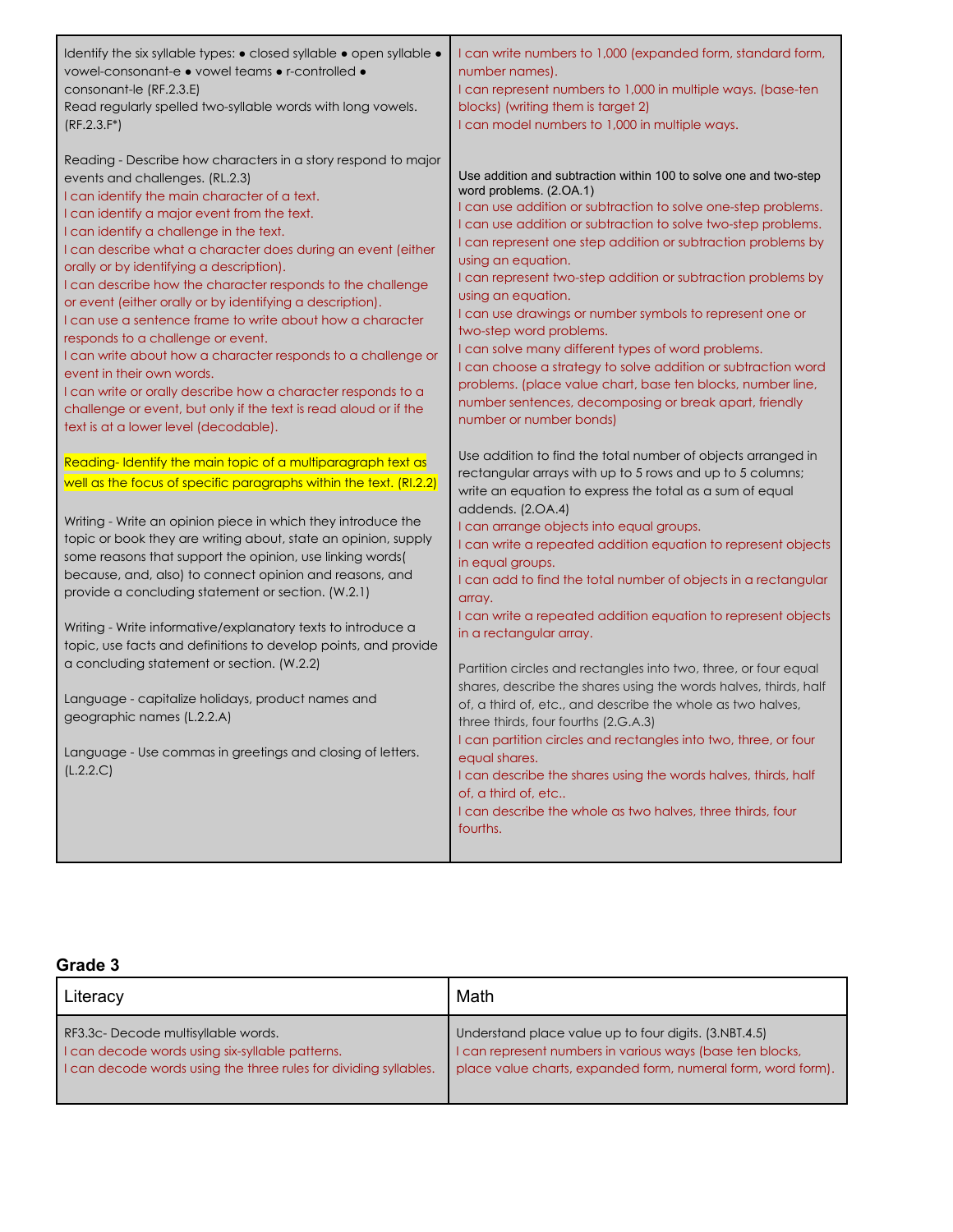| | |
|---|---|
| Identify the six syllable types: • closed syllable • open syllable • vowel-consonant-e • vowel teams • r-controlled • consonant-le (RF.2.3.E)<br>Read regularly spelled two-syllable words with long vowels. (RF.2.3.F*)<br><br>Reading - Describe how characters in a story respond to major events and challenges. (RL.2.3)<br>I can identify the main character of a text.<br>I can identify a major event from the text.<br>I can identify a challenge in the text.<br>I can describe what a character does during an event (either orally or by identifying a description).<br>I can describe how the character responds to the challenge or event (either orally or by identifying a description).<br>I can use a sentence frame to write about how a character responds to a challenge or event.<br>I can write about how a character responds to a challenge or event in their own words.<br>I can write or orally describe how a character responds to a challenge or event, but only if the text is read aloud or if the text is at a lower level (decodable).<br><br>Reading- Identify the main topic of a multiparagraph text as well as the focus of specific paragraphs within the text. (RI.2.2)<br><br>Writing - Write an opinion piece in which they introduce the topic or book they are writing about, state an opinion, supply some reasons that support the opinion, use linking words( because, and, also) to connect opinion and reasons, and provide a concluding statement or section. (W.2.1)<br><br>Writing - Write informative/explanatory texts to introduce a topic, use facts and definitions to develop points, and provide a concluding statement or section. (W.2.2)<br><br>Language - capitalize holidays, product names and geographic names (L.2.2.A)<br><br>Language - Use commas in greetings and closing of letters. (L.2.2.C) | I can write numbers to 1,000 (expanded form, standard form, number names).<br>I can represent numbers to 1,000 in multiple ways. (base-ten blocks) (writing them is target 2)<br>I can model numbers to 1,000 in multiple ways.<br><br>Use addition and subtraction within 100 to solve one and two-step word problems. (2.OA.1)<br>I can use addition or subtraction to solve one-step problems.<br>I can use addition or subtraction to solve two-step problems.<br>I can represent one step addition or subtraction problems by using an equation.<br>I can represent two-step addition or subtraction problems by using an equation.<br>I can use drawings or number symbols to represent one or two-step word problems.<br>I can solve many different types of word problems.<br>I can choose a strategy to solve addition or subtraction word problems. (place value chart, base ten blocks, number line, number sentences, decomposing or break apart, friendly number or number bonds)<br><br>Use addition to find the total number of objects arranged in rectangular arrays with up to 5 rows and up to 5 columns; write an equation to express the total as a sum of equal addends. (2.OA.4)<br>I can arrange objects into equal groups.<br>I can write a repeated addition equation to represent objects in equal groups.<br>I can add to find the total number of objects in a rectangular array.<br>I can write a repeated addition equation to represent objects in a rectangular array.<br><br>Partition circles and rectangles into two, three, or four equal shares, describe the shares using the words halves, thirds, half of, a third of, etc., and describe the whole as two halves, three thirds, four fourths (2.G.A.3)<br>I can partition circles and rectangles into two, three, or four equal shares.<br>I can describe the shares using the words halves, thirds, half of, a third of, etc..<br>I can describe the whole as two halves, three thirds, four fourths. |

### Grade 3

| Literacy | Math |
|---|---|
| RF3.3c- Decode multisyllable words.<br>I can decode words using six-syllable patterns.<br>I can decode words using the three rules for dividing syllables. | Understand place value up to four digits. (3.NBT.4.5)<br>I can represent numbers in various ways (base ten blocks, place value charts, expanded form, numeral form, word form). |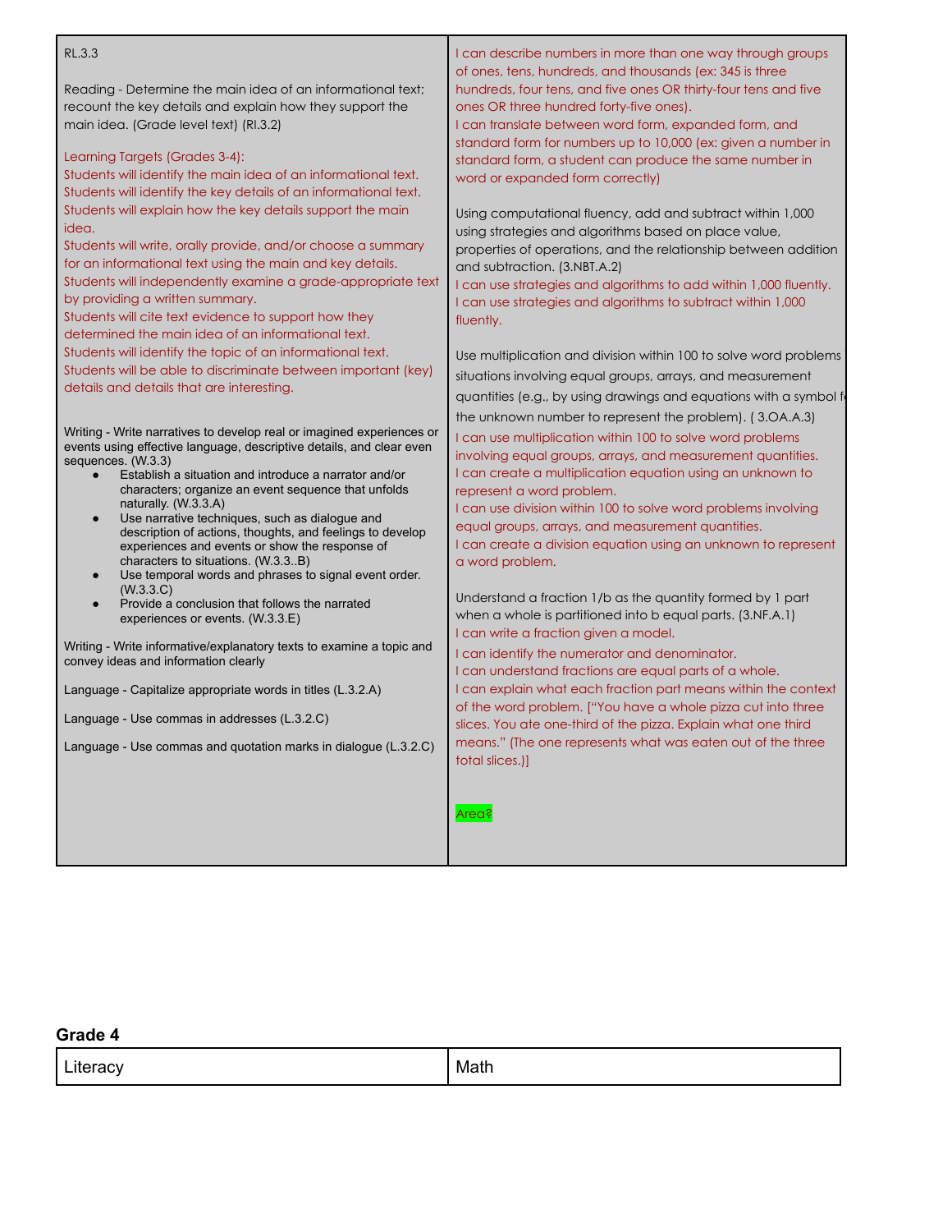| | |
|---|---|
| RL.3.3<br><br>Reading - Determine the main idea of an informational text; recount the key details and explain how they support the main idea. (Grade level text) (RI.3.2)<br><br>Learning Targets (Grades 3-4):<br>Students will identify the main idea of an informational text.<br>Students will identify the key details of an informational text.<br>Students will explain how the key details support the main idea.<br>Students will write, orally provide, and/or choose a summary for an informational text using the main and key details.<br>Students will independently examine a grade-appropriate text by providing a written summary.<br>Students will cite text evidence to support how they determined the main idea of an informational text.<br>Students will identify the topic of an informational text.<br>Students will be able to discriminate between important (key) details and details that are interesting.<br><br>Writing - Write narratives to develop real or imagined experiences or events using effective language, descriptive details, and clear even sequences. (W.3.3)<br>• Establish a situation and introduce a narrator and/or characters; organize an event sequence that unfolds naturally. (W.3.3.A)<br>• Use narrative techniques, such as dialogue and description of actions, thoughts, and feelings to develop experiences and events or show the response of characters to situations. (W.3.3..B)<br>• Use temporal words and phrases to signal event order. (W.3.3.C)<br>• Provide a conclusion that follows the narrated experiences or events. (W.3.3.E)<br><br>Writing - Write informative/explanatory texts to examine a topic and convey ideas and information clearly<br><br>Language - Capitalize appropriate words in titles (L.3.2.A)<br><br>Language - Use commas in addresses (L.3.2.C)<br><br>Language - Use commas and quotation marks in dialogue (L.3.2.C) | I can describe numbers in more than one way through groups of ones, tens, hundreds, and thousands (ex: 345 is three hundreds, four tens, and five ones OR thirty-four tens and five ones OR three hundred forty-five ones).<br>I can translate between word form, expanded form, and standard form for numbers up to 10,000 (ex: given a number in standard form, a student can produce the same number in word or expanded form correctly)<br><br>Using computational fluency, add and subtract within 1,000 using strategies and algorithms based on place value, properties of operations, and the relationship between addition and subtraction. (3.NBT.A.2)<br>I can use strategies and algorithms to add within 1,000 fluently.<br>I can use strategies and algorithms to subtract within 1,000 fluently.<br><br>Use multiplication and division within 100 to solve word problems situations involving equal groups, arrays, and measurement quantities (e.g., by using drawings and equations with a symbol f the unknown number to represent the problem). ( 3.OA.A.3)<br>I can use multiplication within 100 to solve word problems involving equal groups, arrays, and measurement quantities.<br>I can create a multiplication equation using an unknown to represent a word problem.<br>I can use division within 100 to solve word problems involving equal groups, arrays, and measurement quantities.<br>I can create a division equation using an unknown to represent a word problem.<br><br>Understand a fraction 1/b as the quantity formed by 1 part when a whole is partitioned into b equal parts. (3.NF.A.1)<br>I can write a fraction given a model.<br>I can identify the numerator and denominator.<br>I can understand fractions are equal parts of a whole.<br>I can explain what each fraction part means within the context of the word problem. ["You have a whole pizza cut into three slices. You ate one-third of the pizza. Explain what one third means." (The one represents what was eaten out of the three total slices.)]<br><br>Area? |

## Grade 4

| Literacy | Math |
|---|---|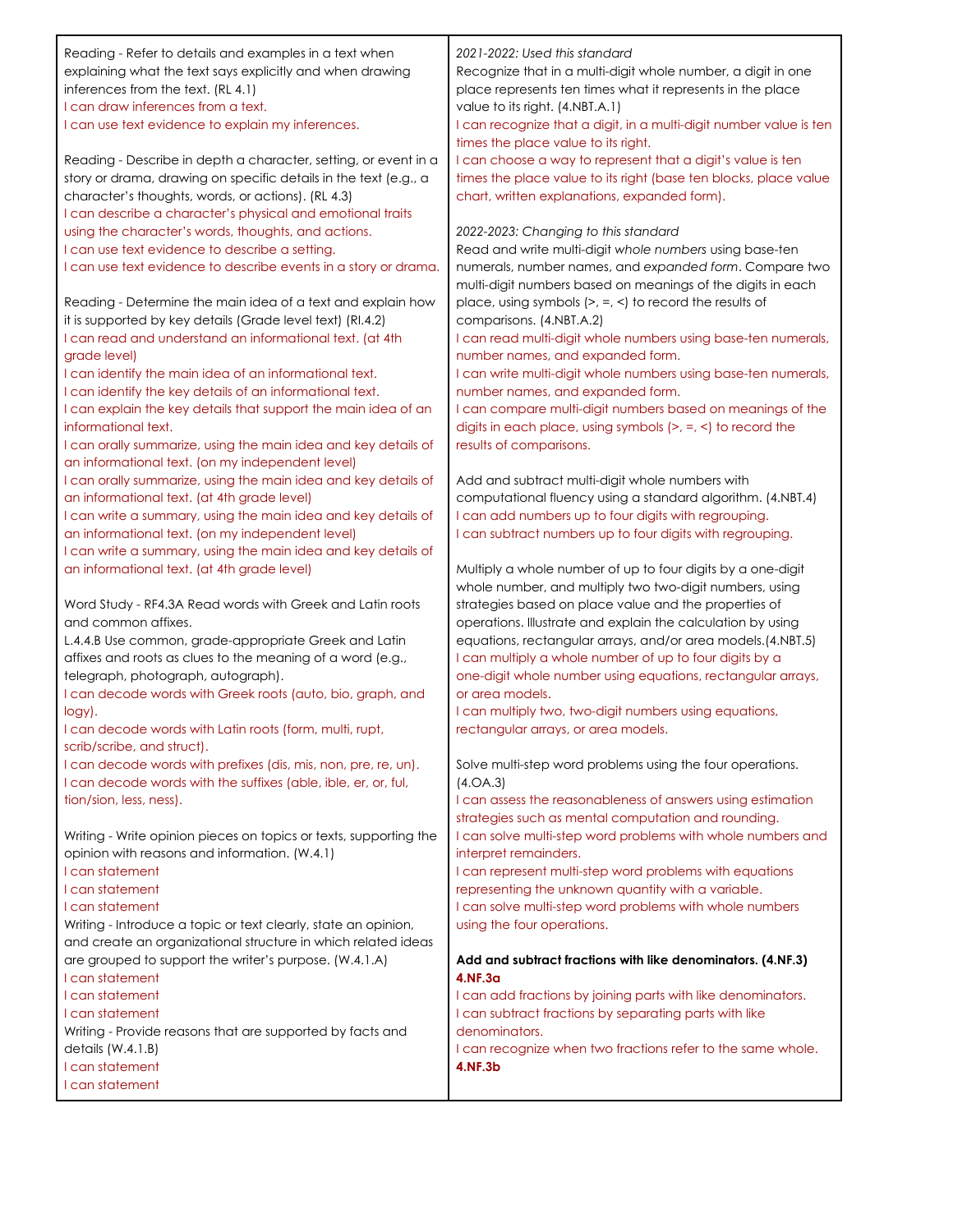| | |
|---|---|
| Reading - Refer to details and examples in a text when explaining what the text says explicitly and when drawing inferences from the text. (RL 4.1)<br>I can draw inferences from a text.<br>I can use text evidence to explain my inferences.<br><br>Reading - Describe in depth a character, setting, or event in a story or drama, drawing on specific details in the text (e.g., a character's thoughts, words, or actions). (RL 4.3)<br>I can describe a character's physical and emotional traits using the character's words, thoughts, and actions.<br>I can use text evidence to describe a setting.<br>I can use text evidence to describe events in a story or drama.<br><br>Reading - Determine the main idea of a text and explain how it is supported by key details (Grade level text) (RI.4.2)<br>I can read and understand an informational text. (at 4th grade level)<br>I can identify the main idea of an informational text.<br>I can identify the key details of an informational text.<br>I can explain the key details that support the main idea of an informational text.<br>I can orally summarize, using the main idea and key details of an informational text. (on my independent level)<br>I can orally summarize, using the main idea and key details of an informational text. (at 4th grade level)<br>I can write a summary, using the main idea and key details of an informational text. (on my independent level)<br>I can write a summary, using the main idea and key details of an informational text. (at 4th grade level)<br><br>Word Study - RF4.3A Read words with Greek and Latin roots and common affixes.<br>L.4.4.B Use common, grade-appropriate Greek and Latin affixes and roots as clues to the meaning of a word (e.g., telegraph, photograph, autograph).<br>I can decode words with Greek roots (auto, bio, graph, and logy).<br>I can decode words with Latin roots (form, multi, rupt, scrib/scribe, and struct).<br>I can decode words with prefixes (dis, mis, non, pre, re, un).<br>I can decode words with the suffixes (able, ible, er, or, ful, tion/sion, less, ness).<br><br>Writing - Write opinion pieces on topics or texts, supporting the opinion with reasons and information. (W.4.1)<br>I can statement<br>I can statement<br>I can statement<br>Writing - Introduce a topic or text clearly, state an opinion, and create an organizational structure in which related ideas are grouped to support the writer's purpose. (W.4.1.A)<br>I can statement<br>I can statement<br>I can statement<br>Writing - Provide reasons that are supported by facts and details (W.4.1.B)<br>I can statement<br>I can statement | *2021-2022: Used this standard*<br>Recognize that in a multi-digit whole number, a digit in one place represents ten times what it represents in the place value to its right. (4.NBT.A.1)<br>I can recognize that a digit, in a multi-digit number value is ten times the place value to its right.<br>I can choose a way to represent that a digit's value is ten times the place value to its right (base ten blocks, place value chart, written explanations, expanded form).<br><br>*2022-2023: Changing to this standard*<br>Read and write multi-digit *whole numbers* using base-ten numerals, number names, and *expanded form*. Compare two multi-digit numbers based on meanings of the digits in each place, using symbols (>, =, <) to record the results of comparisons. (4.NBT.A.2)<br>I can read multi-digit whole numbers using base-ten numerals, number names, and expanded form.<br>I can write multi-digit whole numbers using base-ten numerals, number names, and expanded form.<br>I can compare multi-digit numbers based on meanings of the digits in each place, using symbols (>, =, <) to record the results of comparisons.<br><br>Add and subtract multi-digit whole numbers with computational fluency using a standard algorithm. (4.NBT.4)<br>I can add numbers up to four digits with regrouping.<br>I can subtract numbers up to four digits with regrouping.<br><br>Multiply a whole number of up to four digits by a one-digit whole number, and multiply two two-digit numbers, using strategies based on place value and the properties of operations. Illustrate and explain the calculation by using equations, rectangular arrays, and/or area models.(4.NBT.5)<br>I can multiply a whole number of up to four digits by a one-digit whole number using equations, rectangular arrays, or area models.<br>I can multiply two, two-digit numbers using equations, rectangular arrays, or area models.<br><br>Solve multi-step word problems using the four operations. (4.OA.3)<br>I can assess the reasonableness of answers using estimation strategies such as mental computation and rounding.<br>I can solve multi-step word problems with whole numbers and interpret remainders.<br>I can represent multi-step word problems with equations representing the unknown quantity with a variable.<br>I can solve multi-step word problems with whole numbers using the four operations.<br><br>**Add and subtract fractions with like denominators. (4.NF.3)**<br>**4.NF.3a**<br>I can add fractions by joining parts with like denominators.<br>I can subtract fractions by separating parts with like denominators.<br>I can recognize when two fractions refer to the same whole.<br>**4.NF.3b** |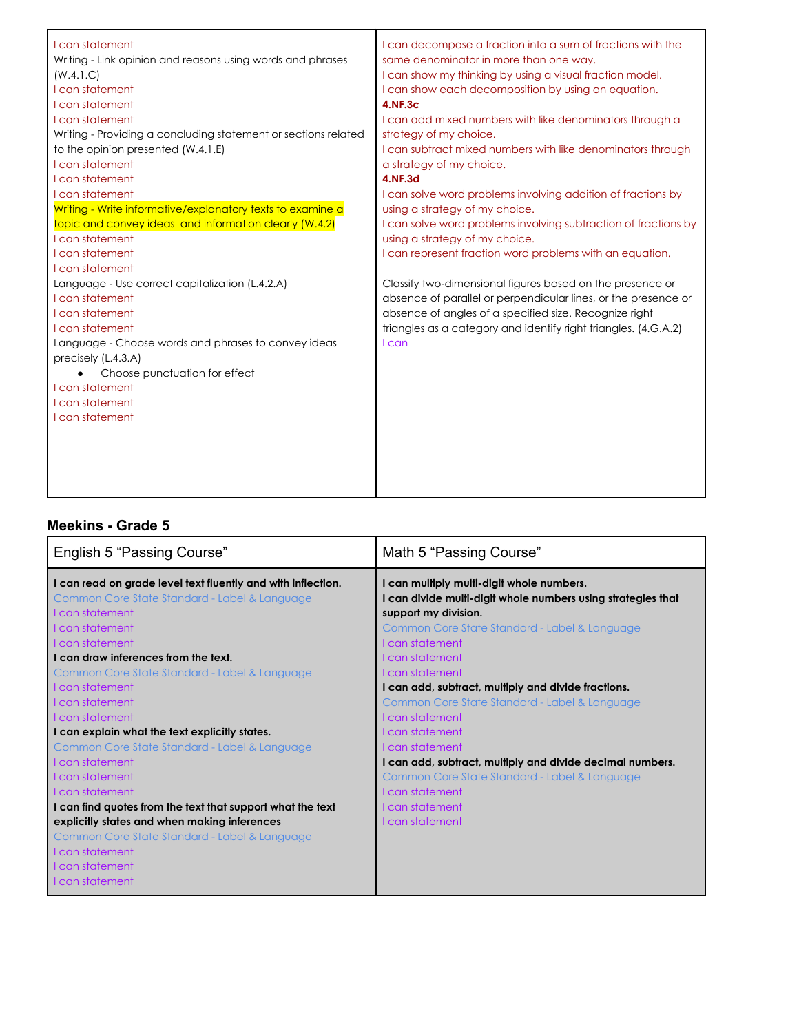| | |
|---|---|
| I can statement<br>Writing - Link opinion and reasons using words and phrases (W.4.1.C)<br>I can statement<br>I can statement<br>I can statement<br>Writing - Providing a concluding statement or sections related to the opinion presented (W.4.1.E)<br>I can statement<br>I can statement<br>I can statement<br>Writing - Write informative/explanatory texts to examine a topic and convey ideas and information clearly (W.4.2)<br>I can statement<br>I can statement<br>I can statement<br>Language - Use correct capitalization (L.4.2.A)<br>I can statement<br>I can statement<br>I can statement<br>Language - Choose words and phrases to convey ideas precisely (L.4.3.A)<br>• Choose punctuation for effect<br>I can statement<br>I can statement<br>I can statement | I can decompose a fraction into a sum of fractions with the same denominator in more than one way.<br>I can show my thinking by using a visual fraction model.<br>I can show each decomposition by using an equation.<br>**4.NF.3c**<br>I can add mixed numbers with like denominators through a strategy of my choice.<br>I can subtract mixed numbers with like denominators through a strategy of my choice.<br>**4.NF.3d**<br>I can solve word problems involving addition of fractions by using a strategy of my choice.<br>I can solve word problems involving subtraction of fractions by using a strategy of my choice.<br>I can represent fraction word problems with an equation.<br><br>Classify two-dimensional figures based on the presence or absence of parallel or perpendicular lines, or the presence or absence of angles of a specified size. Recognize right triangles as a category and identify right triangles. (4.G.A.2)<br>I can |

### Meekins - Grade 5

| English 5 "Passing Course" | Math 5 "Passing Course" |
|---|---|
| **I can read on grade level text fluently and with inflection.**<br>Common Core State Standard - Label & Language<br>I can statement<br>I can statement<br>I can statement<br>**I can draw inferences from the text.**<br>Common Core State Standard - Label & Language<br>I can statement<br>I can statement<br>I can statement<br>**I can explain what the text explicitly states.**<br>Common Core State Standard - Label & Language<br>I can statement<br>I can statement<br>I can statement<br>**I can find quotes from the text that support what the text explicitly states and when making inferences**<br>Common Core State Standard - Label & Language<br>I can statement<br>I can statement<br>I can statement | **I can multiply multi-digit whole numbers.**<br>**I can divide multi-digit whole numbers using strategies that support my division.**<br>Common Core State Standard - Label & Language<br>I can statement<br>I can statement<br>I can statement<br>**I can add, subtract, multiply and divide fractions.**<br>Common Core State Standard - Label & Language<br>I can statement<br>I can statement<br>I can statement<br>**I can add, subtract, multiply and divide decimal numbers.**<br>Common Core State Standard - Label & Language<br>I can statement<br>I can statement<br>I can statement |